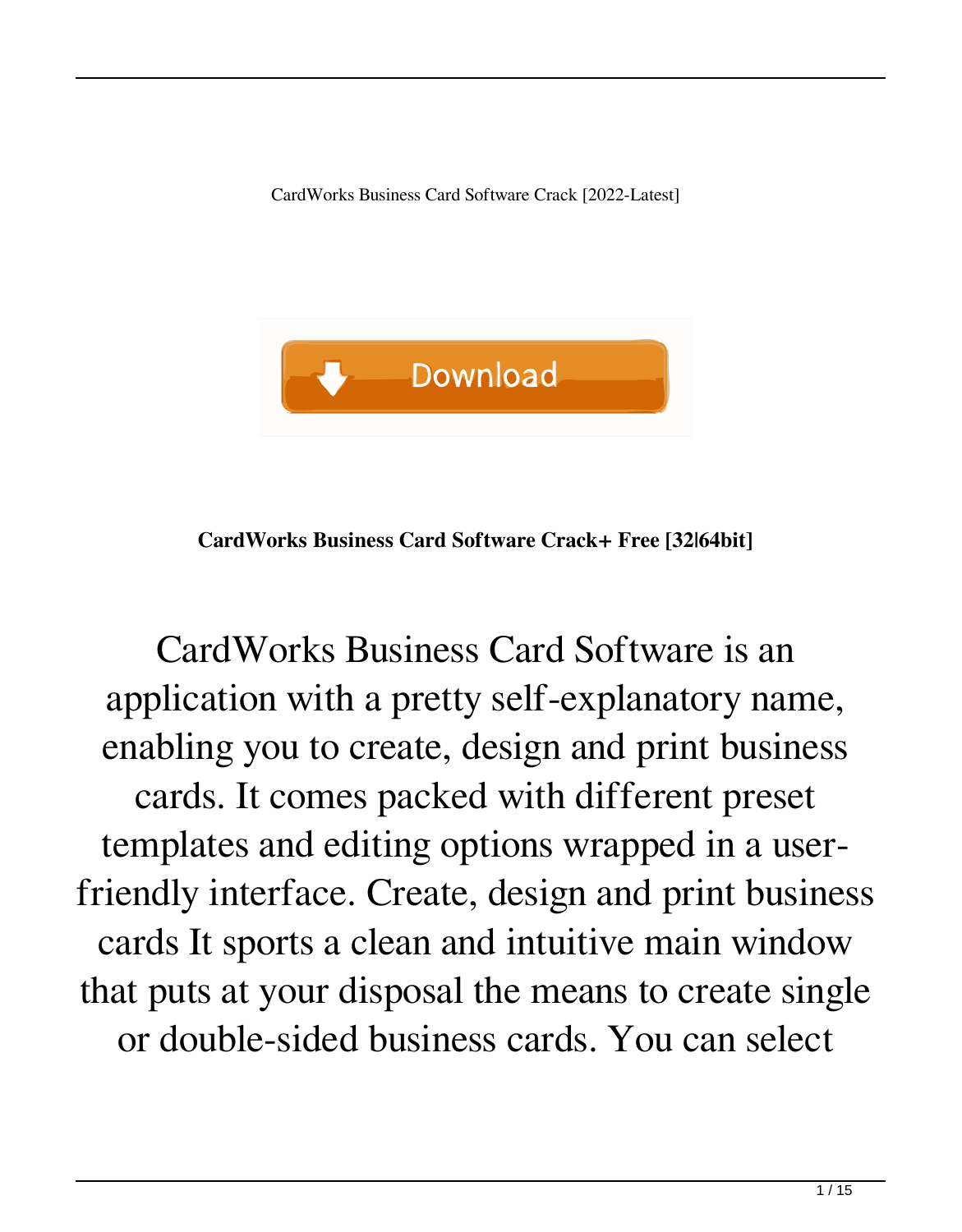CardWorks Business Card Software Crack [2022-Latest]

Download

**CardWorks Business Card Software Crack+ Free [32|64bit]**

CardWorks Business Card Software is an application with a pretty self-explanatory name, enabling you to create, design and print business cards. It comes packed with different preset templates and editing options wrapped in a user-friendly interface. Create, design and print business cards It sports a clean and intuitive main window that puts at your disposal the means to create single or double-sided business cards. You can select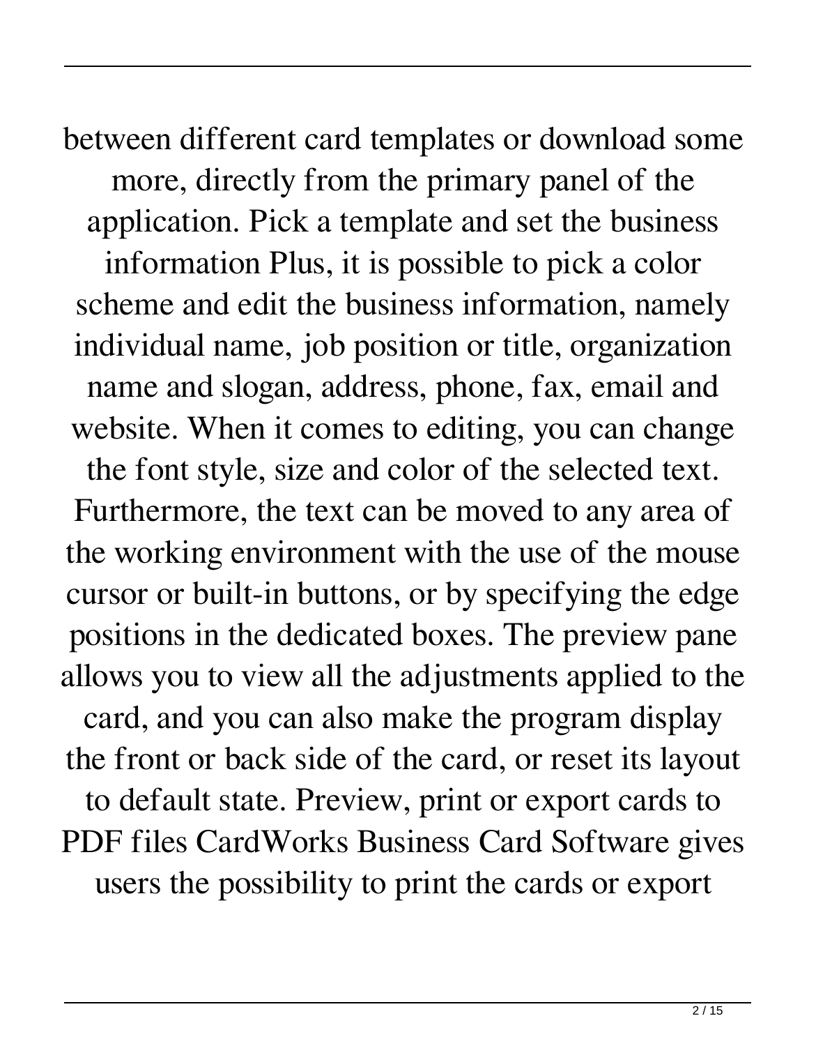between different card templates or download some more, directly from the primary panel of the application. Pick a template and set the business information Plus, it is possible to pick a color scheme and edit the business information, namely individual name, job position or title, organization name and slogan, address, phone, fax, email and website. When it comes to editing, you can change the font style, size and color of the selected text. Furthermore, the text can be moved to any area of the working environment with the use of the mouse cursor or built-in buttons, or by specifying the edge positions in the dedicated boxes. The preview pane allows you to view all the adjustments applied to the card, and you can also make the program display the front or back side of the card, or reset its layout to default state. Preview, print or export cards to PDF files CardWorks Business Card Software gives users the possibility to print the cards or export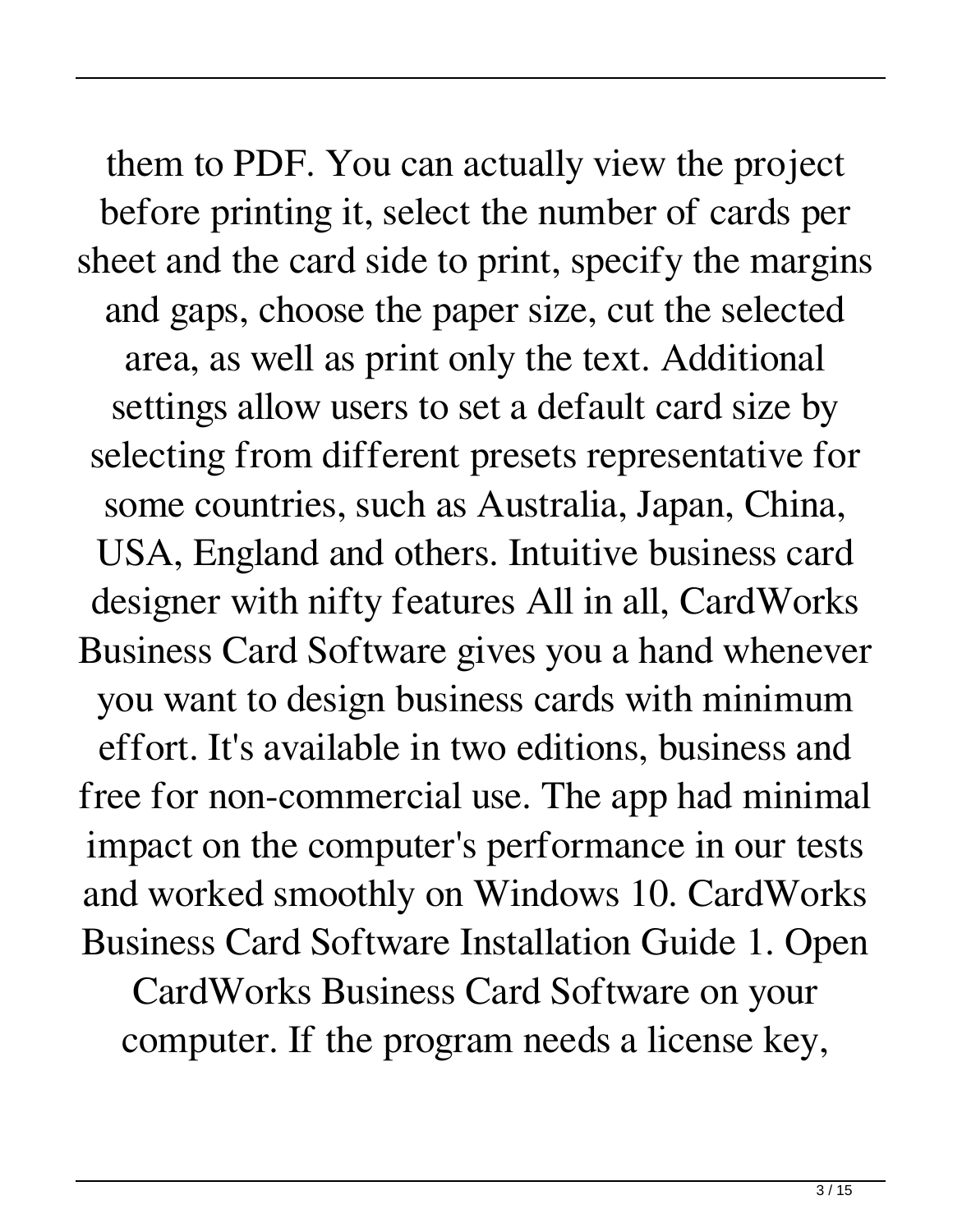them to PDF. You can actually view the project before printing it, select the number of cards per sheet and the card side to print, specify the margins and gaps, choose the paper size, cut the selected area, as well as print only the text. Additional settings allow users to set a default card size by selecting from different presets representative for some countries, such as Australia, Japan, China, USA, England and others. Intuitive business card designer with nifty features All in all, CardWorks Business Card Software gives you a hand whenever you want to design business cards with minimum effort. It's available in two editions, business and free for non-commercial use. The app had minimal impact on the computer's performance in our tests and worked smoothly on Windows 10. CardWorks Business Card Software Installation Guide 1. Open CardWorks Business Card Software on your computer. If the program needs a license key,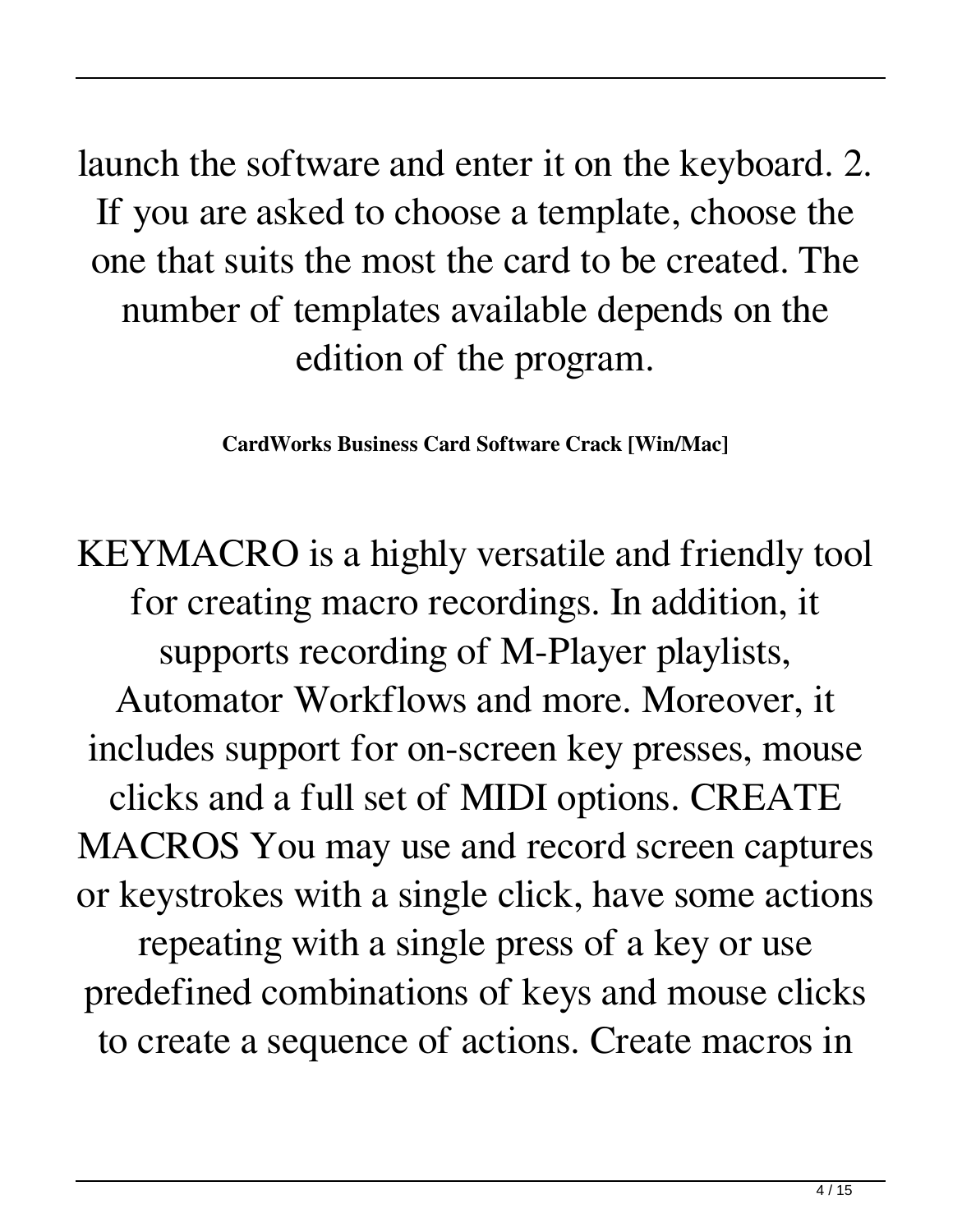launch the software and enter it on the keyboard. 2. If you are asked to choose a template, choose the one that suits the most the card to be created. The number of templates available depends on the edition of the program.

**CardWorks Business Card Software Crack [Win/Mac]**

KEYMACRO is a highly versatile and friendly tool for creating macro recordings. In addition, it supports recording of M-Player playlists, Automator Workflows and more. Moreover, it includes support for on-screen key presses, mouse clicks and a full set of MIDI options. CREATE MACROS You may use and record screen captures or keystrokes with a single click, have some actions repeating with a single press of a key or use predefined combinations of keys and mouse clicks to create a sequence of actions. Create macros in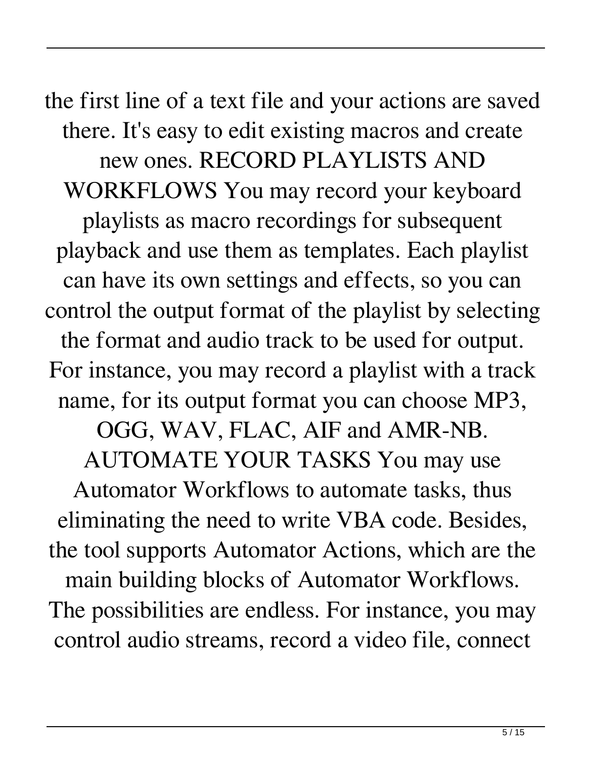the first line of a text file and your actions are saved there. It's easy to edit existing macros and create new ones. RECORD PLAYLISTS AND WORKFLOWS You may record your keyboard playlists as macro recordings for subsequent playback and use them as templates. Each playlist can have its own settings and effects, so you can control the output format of the playlist by selecting the format and audio track to be used for output. For instance, you may record a playlist with a track name, for its output format you can choose MP3, OGG, WAV, FLAC, AIF and AMR-NB. AUTOMATE YOUR TASKS You may use Automator Workflows to automate tasks, thus eliminating the need to write VBA code. Besides, the tool supports Automator Actions, which are the main building blocks of Automator Workflows. The possibilities are endless. For instance, you may control audio streams, record a video file, connect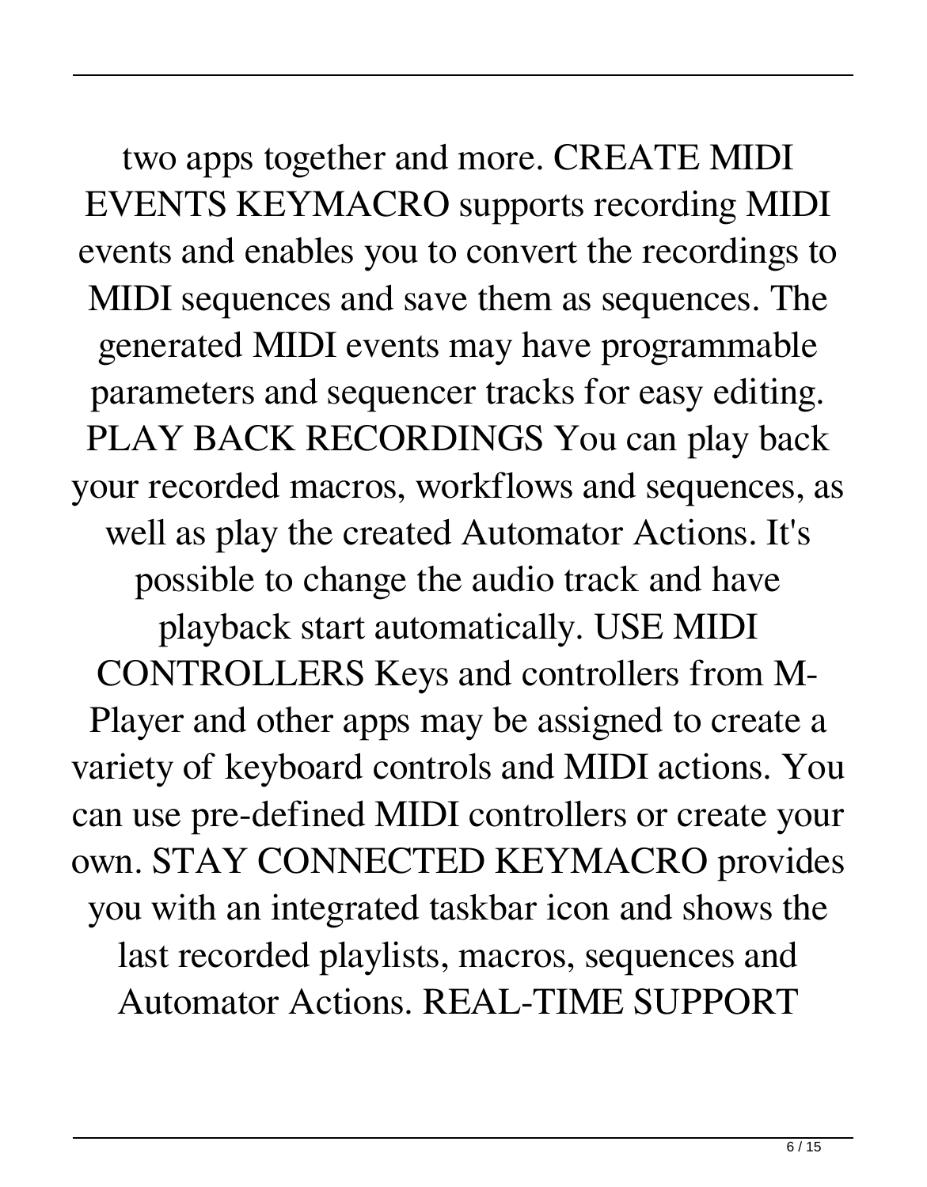two apps together and more. CREATE MIDI EVENTS KEYMACRO supports recording MIDI events and enables you to convert the recordings to MIDI sequences and save them as sequences. The generated MIDI events may have programmable parameters and sequencer tracks for easy editing. PLAY BACK RECORDINGS You can play back your recorded macros, workflows and sequences, as well as play the created Automator Actions. It's possible to change the audio track and have playback start automatically. USE MIDI CONTROLLERS Keys and controllers from M-Player and other apps may be assigned to create a variety of keyboard controls and MIDI actions. You can use pre-defined MIDI controllers or create your own. STAY CONNECTED KEYMACRO provides you with an integrated taskbar icon and shows the last recorded playlists, macros, sequences and Automator Actions. REAL-TIME SUPPORT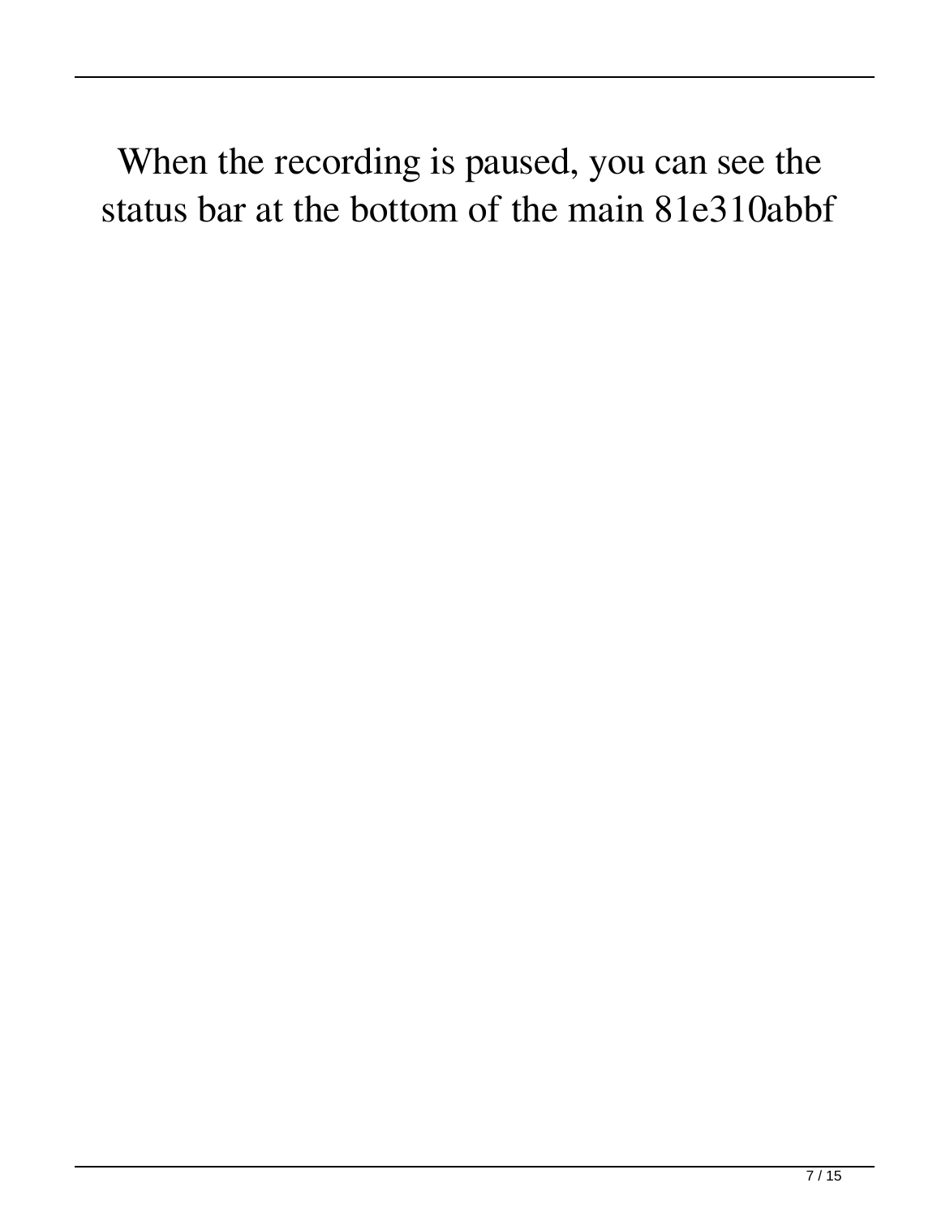When the recording is paused, you can see the status bar at the bottom of the main 81e310abbf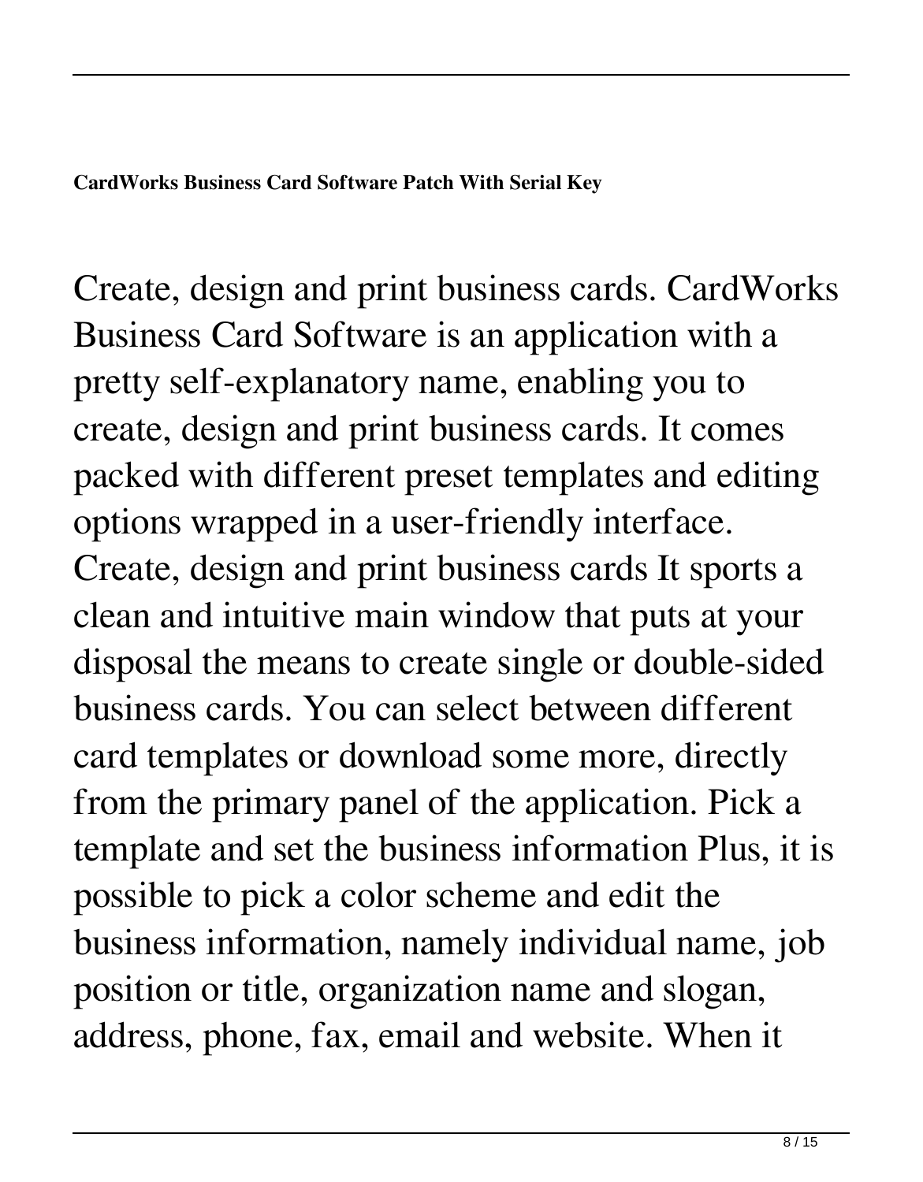**CardWorks Business Card Software Patch With Serial Key**

Create, design and print business cards. CardWorks Business Card Software is an application with a pretty self-explanatory name, enabling you to create, design and print business cards. It comes packed with different preset templates and editing options wrapped in a user-friendly interface. Create, design and print business cards It sports a clean and intuitive main window that puts at your disposal the means to create single or double-sided business cards. You can select between different card templates or download some more, directly from the primary panel of the application. Pick a template and set the business information Plus, it is possible to pick a color scheme and edit the business information, namely individual name, job position or title, organization name and slogan, address, phone, fax, email and website. When it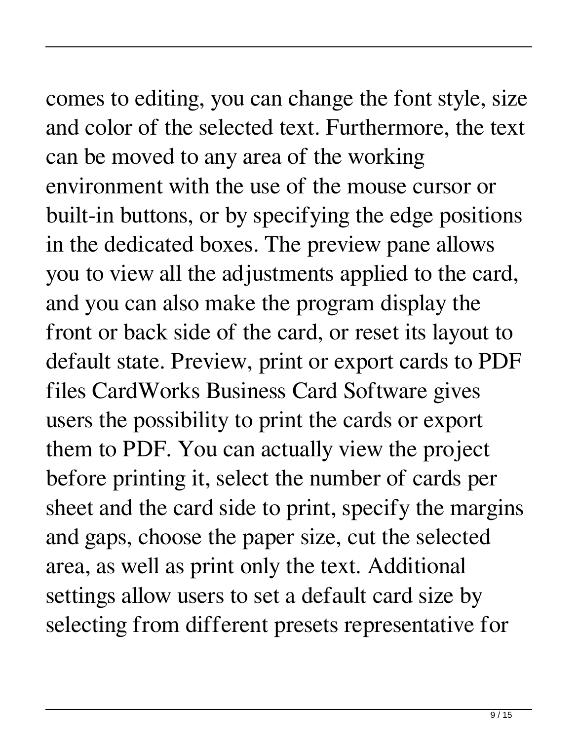comes to editing, you can change the font style, size and color of the selected text. Furthermore, the text can be moved to any area of the working environment with the use of the mouse cursor or built-in buttons, or by specifying the edge positions in the dedicated boxes. The preview pane allows you to view all the adjustments applied to the card, and you can also make the program display the front or back side of the card, or reset its layout to default state. Preview, print or export cards to PDF files CardWorks Business Card Software gives users the possibility to print the cards or export them to PDF. You can actually view the project before printing it, select the number of cards per sheet and the card side to print, specify the margins and gaps, choose the paper size, cut the selected area, as well as print only the text. Additional settings allow users to set a default card size by selecting from different presets representative for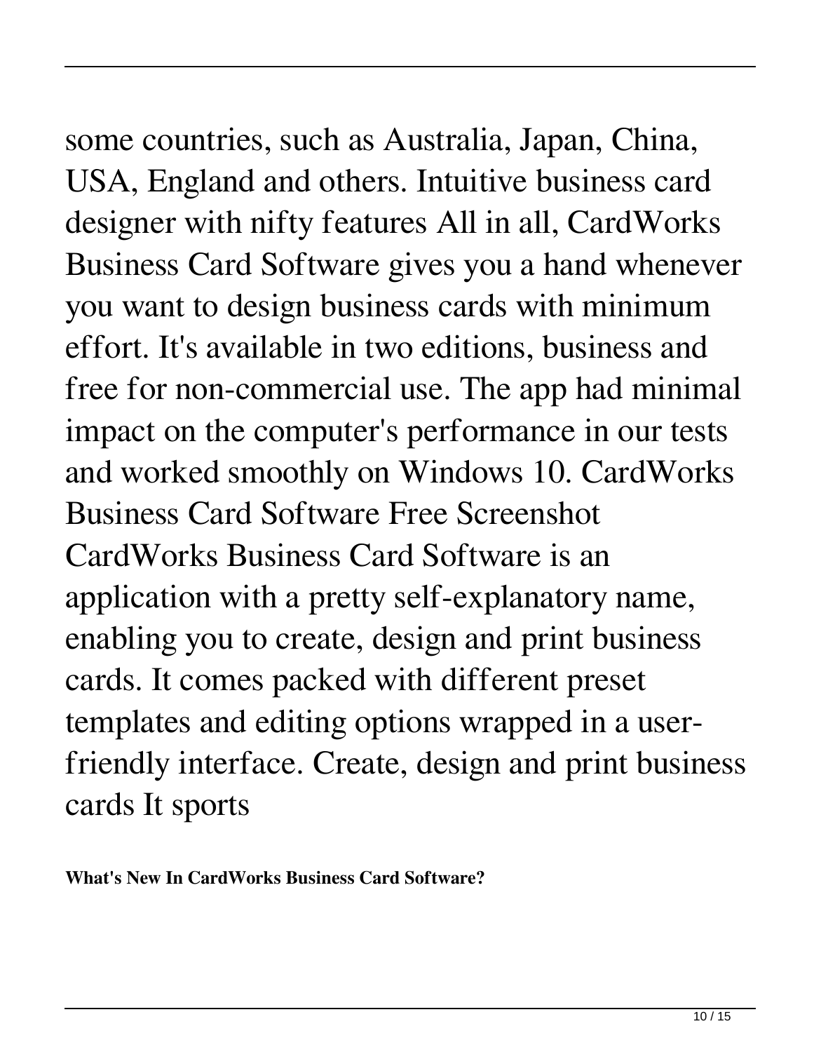some countries, such as Australia, Japan, China, USA, England and others. Intuitive business card designer with nifty features All in all, CardWorks Business Card Software gives you a hand whenever you want to design business cards with minimum effort. It's available in two editions, business and free for non-commercial use. The app had minimal impact on the computer's performance in our tests and worked smoothly on Windows 10. CardWorks Business Card Software Free Screenshot CardWorks Business Card Software is an application with a pretty self-explanatory name, enabling you to create, design and print business cards. It comes packed with different preset templates and editing options wrapped in a user-friendly interface. Create, design and print business cards It sports

**What's New In CardWorks Business Card Software?**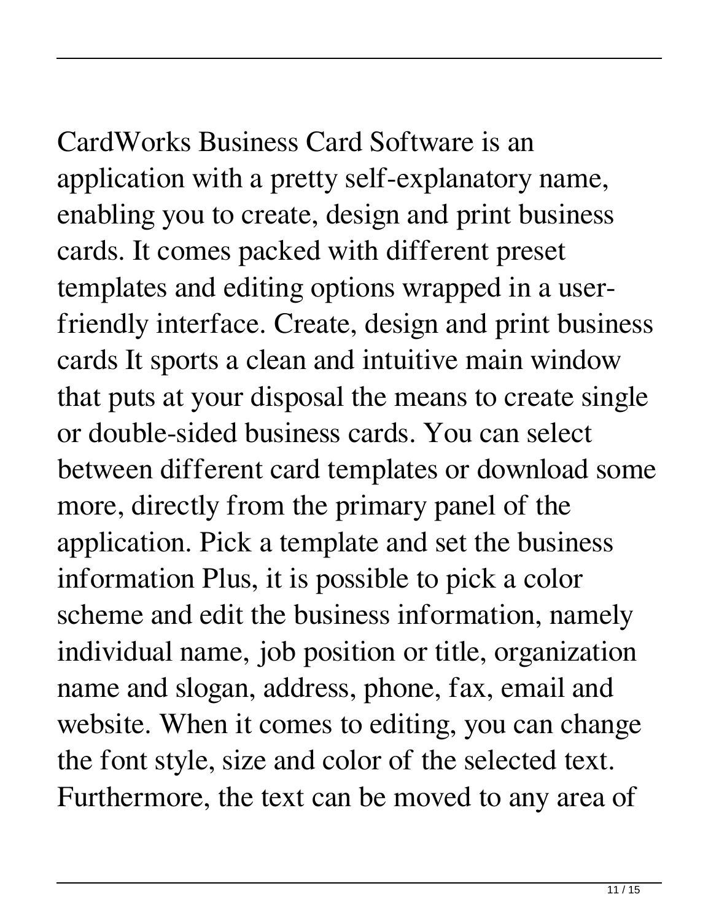CardWorks Business Card Software is an application with a pretty self-explanatory name, enabling you to create, design and print business cards. It comes packed with different preset templates and editing options wrapped in a user-friendly interface. Create, design and print business cards It sports a clean and intuitive main window that puts at your disposal the means to create single or double-sided business cards. You can select between different card templates or download some more, directly from the primary panel of the application. Pick a template and set the business information Plus, it is possible to pick a color scheme and edit the business information, namely individual name, job position or title, organization name and slogan, address, phone, fax, email and website. When it comes to editing, you can change the font style, size and color of the selected text. Furthermore, the text can be moved to any area of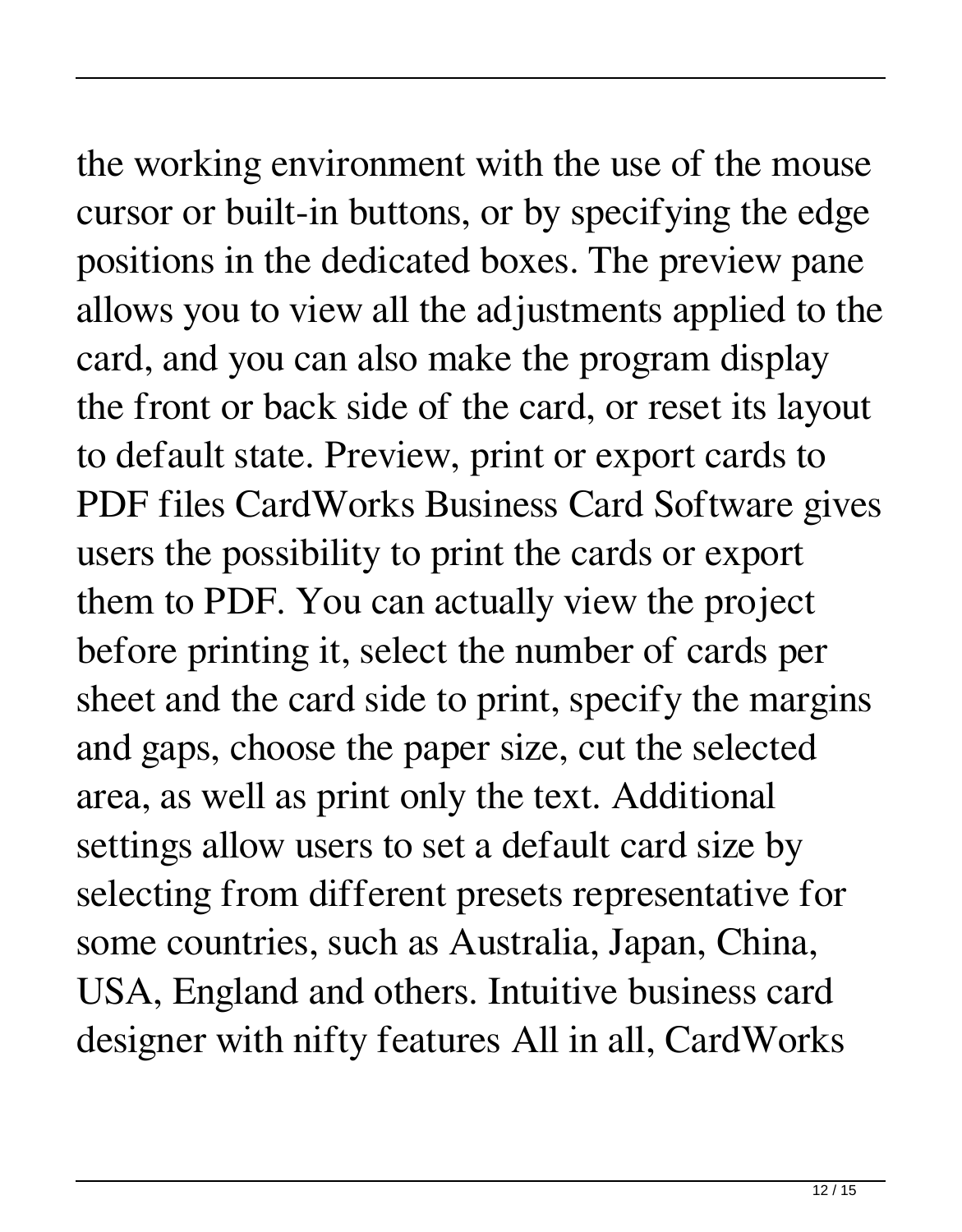the working environment with the use of the mouse cursor or built-in buttons, or by specifying the edge positions in the dedicated boxes. The preview pane allows you to view all the adjustments applied to the card, and you can also make the program display the front or back side of the card, or reset its layout to default state. Preview, print or export cards to PDF files CardWorks Business Card Software gives users the possibility to print the cards or export them to PDF. You can actually view the project before printing it, select the number of cards per sheet and the card side to print, specify the margins and gaps, choose the paper size, cut the selected area, as well as print only the text. Additional settings allow users to set a default card size by selecting from different presets representative for some countries, such as Australia, Japan, China, USA, England and others. Intuitive business card designer with nifty features All in all, CardWorks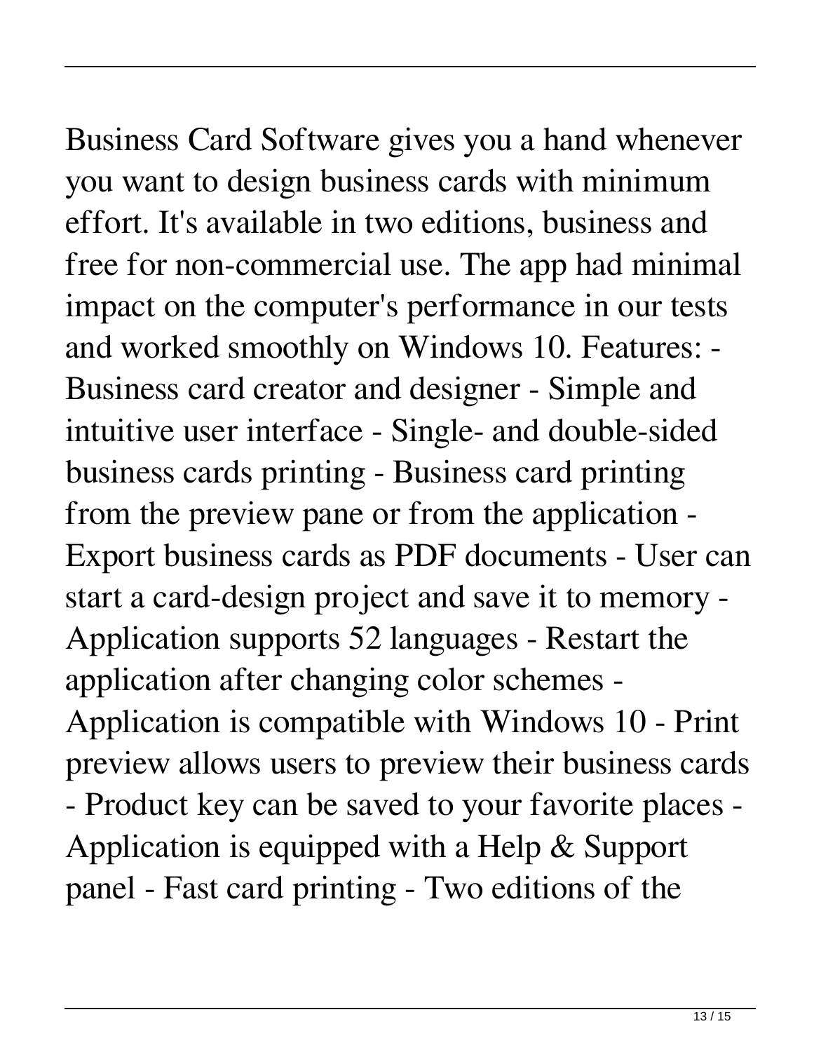Business Card Software gives you a hand whenever you want to design business cards with minimum effort. It's available in two editions, business and free for non-commercial use. The app had minimal impact on the computer's performance in our tests and worked smoothly on Windows 10. Features: - Business card creator and designer - Simple and intuitive user interface - Single- and double-sided business cards printing - Business card printing from the preview pane or from the application - Export business cards as PDF documents - User can start a card-design project and save it to memory - Application supports 52 languages - Restart the application after changing color schemes - Application is compatible with Windows 10 - Print preview allows users to preview their business cards - Product key can be saved to your favorite places - Application is equipped with a Help & Support panel - Fast card printing - Two editions of the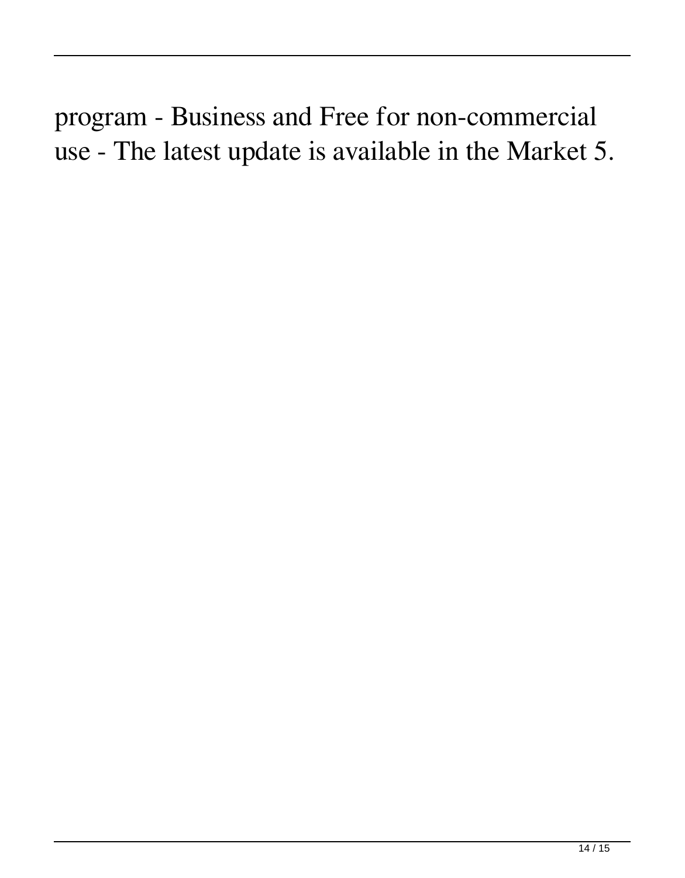program - Business and Free for non-commercial use - The latest update is available in the Market 5.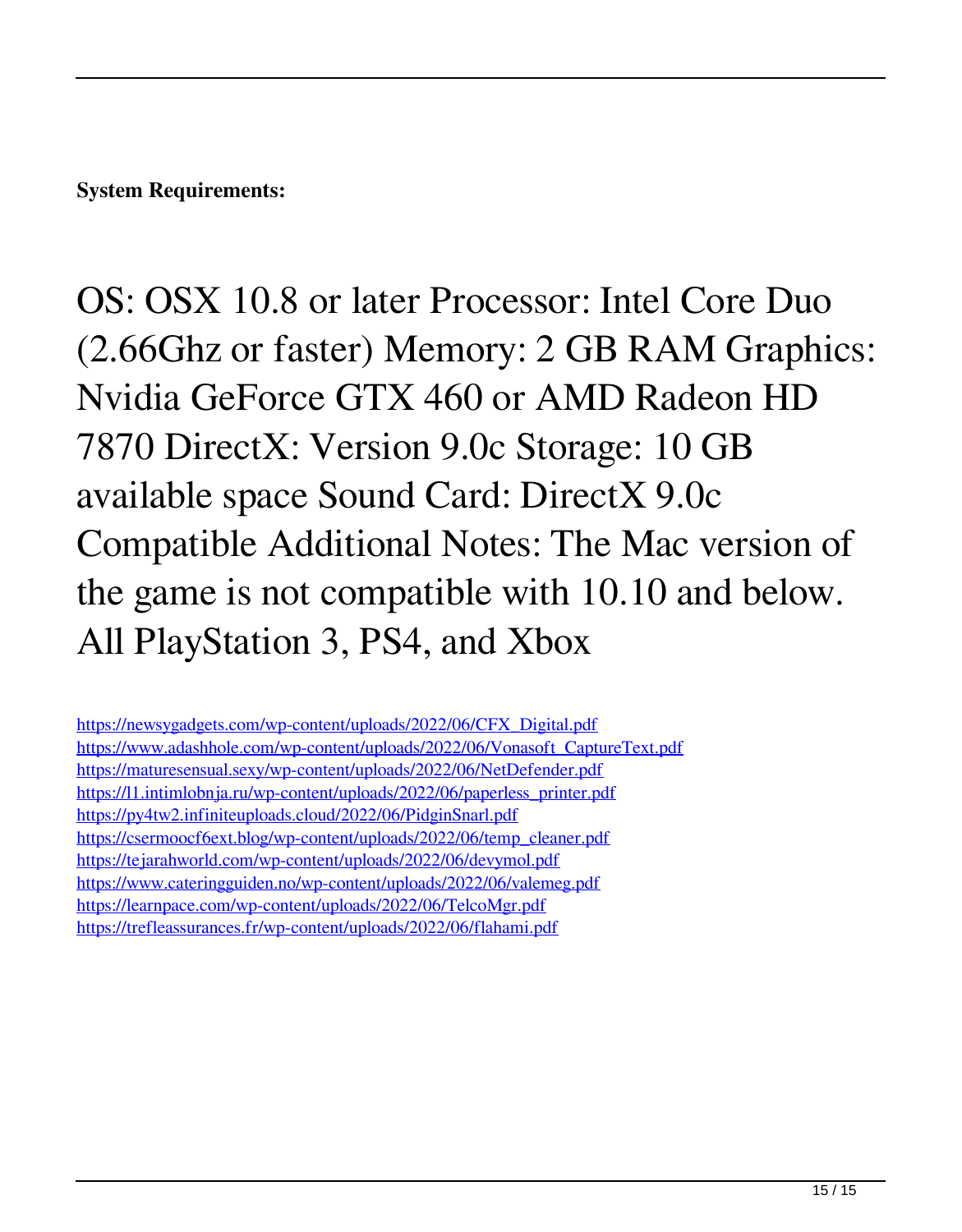**System Requirements:**

OS: OSX 10.8 or later Processor: Intel Core Duo (2.66Ghz or faster) Memory: 2 GB RAM Graphics: Nvidia GeForce GTX 460 or AMD Radeon HD 7870 DirectX: Version 9.0c Storage: 10 GB available space Sound Card: DirectX 9.0c Compatible Additional Notes: The Mac version of the game is not compatible with 10.10 and below. All PlayStation 3, PS4, and Xbox

https://newsygadgets.com/wp-content/uploads/2022/06/CFX_Digital.pdf
https://www.adashhole.com/wp-content/uploads/2022/06/Vonasoft_CaptureText.pdf
https://maturesensual.sexy/wp-content/uploads/2022/06/NetDefender.pdf
https://l1.intimlobnja.ru/wp-content/uploads/2022/06/paperless_printer.pdf
https://py4tw2.infiniteuploads.cloud/2022/06/PidginSnarl.pdf
https://csermoocf6ext.blog/wp-content/uploads/2022/06/temp_cleaner.pdf
https://tejarahworld.com/wp-content/uploads/2022/06/devymol.pdf
https://www.cateringguiden.no/wp-content/uploads/2022/06/valemeg.pdf
https://learnpace.com/wp-content/uploads/2022/06/TelcoMgr.pdf
https://trefleassurances.fr/wp-content/uploads/2022/06/flahami.pdf